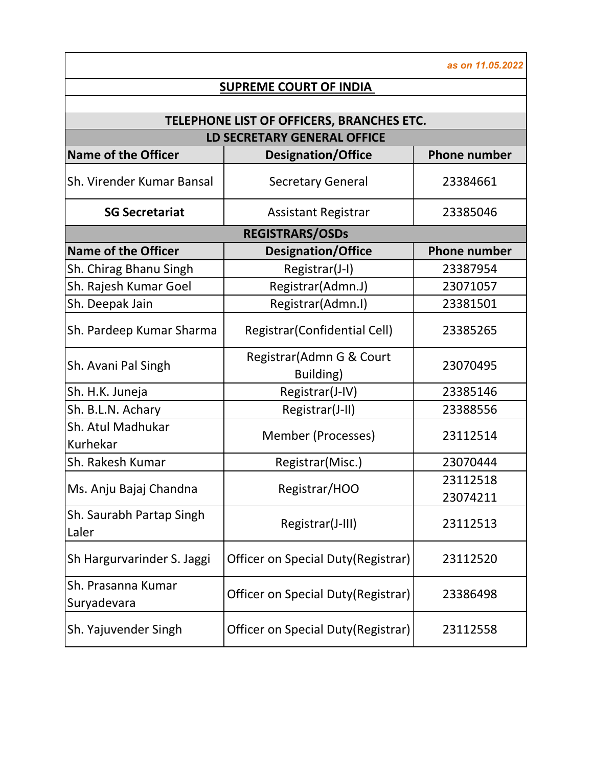*as on 11.05.2022*

## SUPREME COURT OF INDIA

### TELEPHONE LIST OF OFFICERS, BRANCHES ETC.

**LD SECRETARY GENERAL OFFICE**

| Name of the Officer | Designation/Office | Phone number |
|---|---|---|
| Sh. Virender Kumar Bansal | Secretary General | 23384661 |
| **SG Secretariat** | Assistant Registrar | 23385046 |

**REGISTRARS/OSDs**

| Name of the Officer | Designation/Office | Phone number |
|---|---|---|
| Sh. Chirag Bhanu Singh | Registrar(J-I) | 23387954 |
| Sh. Rajesh Kumar Goel | Registrar(Admn.J) | 23071057 |
| Sh. Deepak Jain | Registrar(Admn.I) | 23381501 |
| Sh. Pardeep Kumar Sharma | Registrar(Confidential Cell) | 23385265 |
| Sh. Avani Pal Singh | Registrar(Admn G & Court Building) | 23070495 |
| Sh. H.K. Juneja | Registrar(J-IV) | 23385146 |
| Sh. B.L.N. Achary | Registrar(J-II) | 23388556 |
| Sh. Atul Madhukar Kurhekar | Member (Processes) | 23112514 |
| Sh. Rakesh Kumar | Registrar(Misc.) | 23070444 |
| Ms. Anju Bajaj Chandna | Registrar/HOO | 23112518<br>23074211 |
| Sh. Saurabh Partap Singh Laler | Registrar(J-III) | 23112513 |
| Sh Hargurvarinder S. Jaggi | Officer on Special Duty(Registrar) | 23112520 |
| Sh. Prasanna Kumar Suryadevara | Officer on Special Duty(Registrar) | 23386498 |
| Sh. Yajuvender Singh | Officer on Special Duty(Registrar) | 23112558 |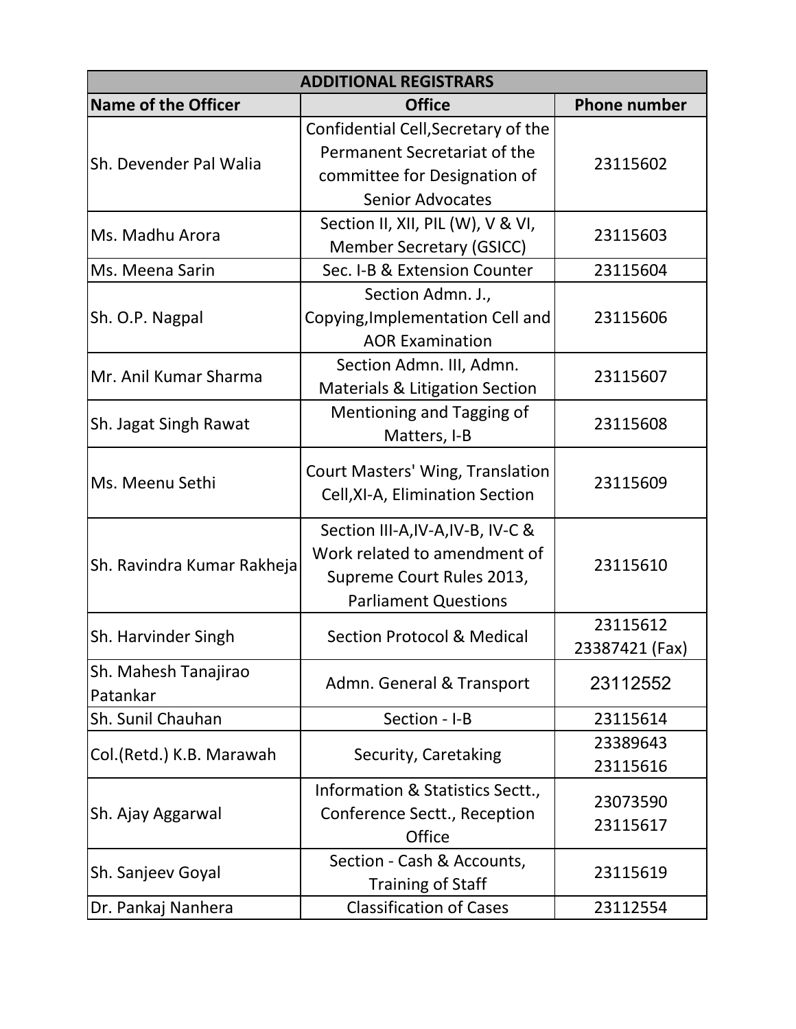| ADDITIONAL REGISTRARS | | |
|---|---|---|
| **Name of the Officer** | **Office** | **Phone number** |
| Sh. Devender Pal Walia | Confidential Cell,Secretary of the Permanent Secretariat of the committee for Designation of Senior Advocates | 23115602 |
| Ms. Madhu Arora | Section II, XII, PIL (W), V & VI, Member Secretary (GSICC) | 23115603 |
| Ms. Meena Sarin | Sec. I-B & Extension Counter | 23115604 |
| Sh. O.P. Nagpal | Section Admn. J., Copying,Implementation Cell and AOR Examination | 23115606 |
| Mr. Anil Kumar Sharma | Section Admn. III, Admn. Materials & Litigation Section | 23115607 |
| Sh. Jagat Singh Rawat | Mentioning and Tagging of Matters, I-B | 23115608 |
| Ms. Meenu Sethi | Court Masters' Wing, Translation Cell,XI-A, Elimination Section | 23115609 |
| Sh. Ravindra Kumar Rakheja | Section III-A,IV-A,IV-B, IV-C & Work related to amendment of Supreme Court Rules 2013, Parliament Questions | 23115610 |
| Sh. Harvinder Singh | Section Protocol & Medical | 23115612<br>23387421 (Fax) |
| Sh. Mahesh Tanajirao Patankar | Admn. General & Transport | 23112552 |
| Sh. Sunil Chauhan | Section - I-B | 23115614 |
| Col.(Retd.) K.B. Marawah | Security, Caretaking | 23389643<br>23115616 |
| Sh. Ajay Aggarwal | Information & Statistics Sectt., Conference Sectt., Reception Office | 23073590<br>23115617 |
| Sh. Sanjeev Goyal | Section - Cash & Accounts, Training of Staff | 23115619 |
| Dr. Pankaj Nanhera | Classification of Cases | 23112554 |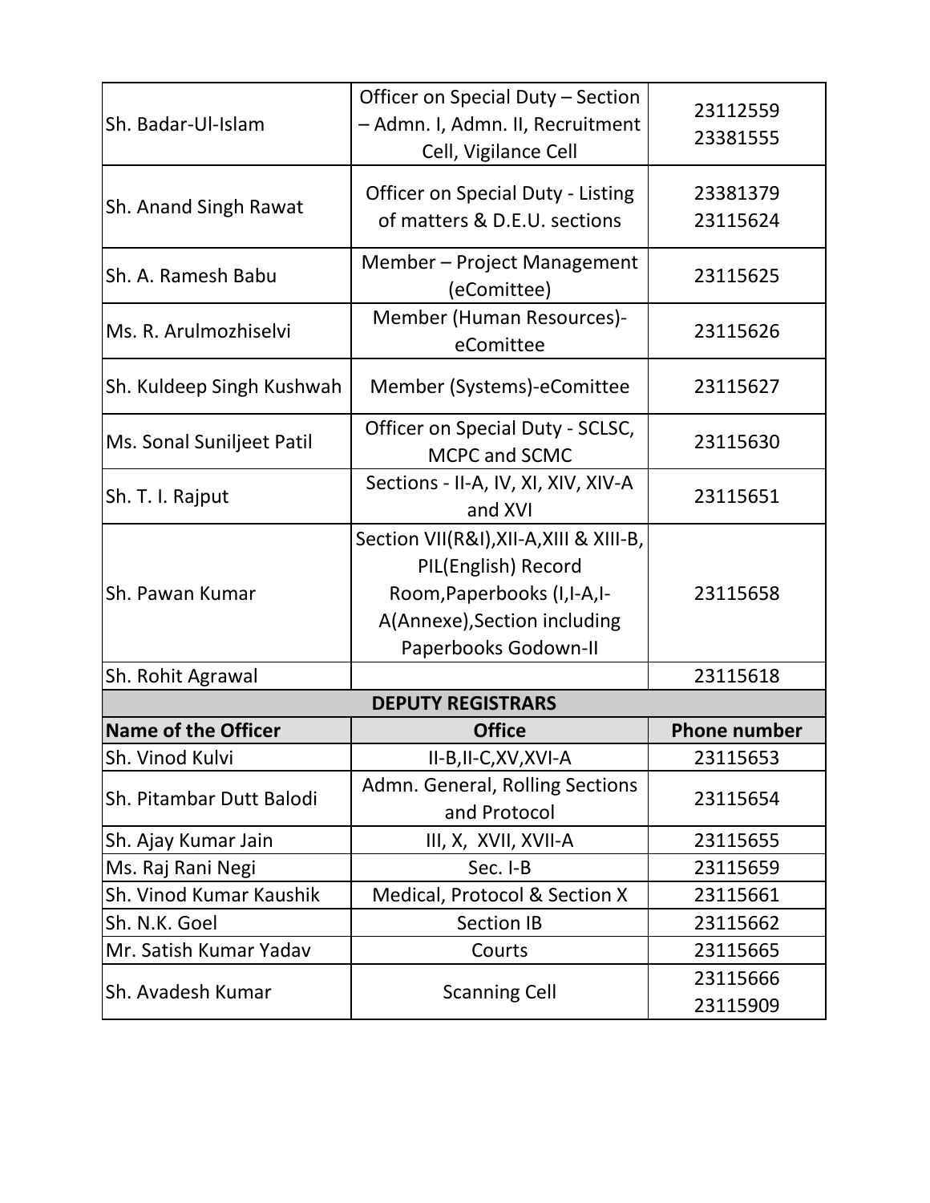| | | |
|---|---|---|
| Sh. Badar-Ul-Islam | Officer on Special Duty – Section – Admn. I, Admn. II, Recruitment Cell, Vigilance Cell | 23112559<br>23381555 |
| Sh. Anand Singh Rawat | Officer on Special Duty - Listing of matters & D.E.U. sections | 23381379<br>23115624 |
| Sh. A. Ramesh Babu | Member – Project Management (eComittee) | 23115625 |
| Ms. R. Arulmozhiselvi | Member (Human Resources)-eComittee | 23115626 |
| Sh. Kuldeep Singh Kushwah | Member (Systems)-eComittee | 23115627 |
| Ms. Sonal Suniljeet Patil | Officer on Special Duty - SCLSC, MCPC and SCMC | 23115630 |
| Sh. T. I. Rajput | Sections - II-A, IV, XI, XIV, XIV-A and XVI | 23115651 |
| Sh. Pawan Kumar | Section VII(R&I),XII-A,XIII & XIII-B, PIL(English) Record Room,Paperbooks (I,I-A,I-A(Annexe),Section including Paperbooks Godown-II | 23115658 |
| Sh. Rohit Agrawal | | 23115618 |
| **DEPUTY REGISTRARS** | | |
| **Name of the Officer** | **Office** | **Phone number** |
| Sh. Vinod Kulvi | II-B,II-C,XV,XVI-A | 23115653 |
| Sh. Pitambar Dutt Balodi | Admn. General, Rolling Sections and Protocol | 23115654 |
| Sh. Ajay Kumar Jain | III, X, XVII, XVII-A | 23115655 |
| Ms. Raj Rani Negi | Sec. I-B | 23115659 |
| Sh. Vinod Kumar Kaushik | Medical, Protocol & Section X | 23115661 |
| Sh. N.K. Goel | Section IB | 23115662 |
| Mr. Satish Kumar Yadav | Courts | 23115665 |
| Sh. Avadesh Kumar | Scanning Cell | 23115666<br>23115909 |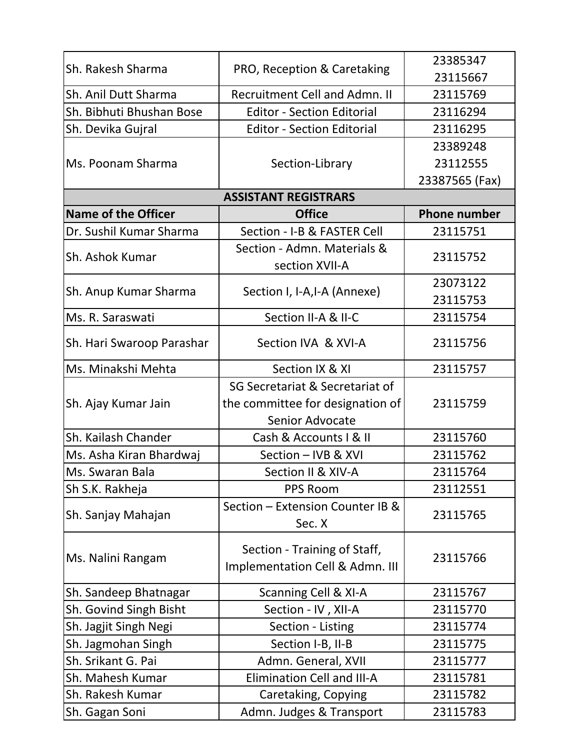| | | |
|---|---|---|
| Sh. Rakesh Sharma | PRO, Reception & Caretaking | 23385347<br>23115667 |
| Sh. Anil Dutt Sharma | Recruitment Cell and Admn. II | 23115769 |
| Sh. Bibhuti Bhushan Bose | Editor - Section Editorial | 23116294 |
| Sh. Devika Gujral | Editor - Section Editorial | 23116295 |
| Ms. Poonam Sharma | Section-Library | 23389248<br>23112555<br>23387565 (Fax) |
| **ASSISTANT REGISTRARS** | | |
| **Name of the Officer** | **Office** | **Phone number** |
| Dr. Sushil Kumar Sharma | Section - I-B & FASTER Cell | 23115751 |
| Sh. Ashok Kumar | Section - Admn. Materials & section XVII-A | 23115752 |
| Sh. Anup Kumar Sharma | Section I, I-A,I-A (Annexe) | 23073122<br>23115753 |
| Ms. R. Saraswati | Section II-A & II-C | 23115754 |
| Sh. Hari Swaroop Parashar | Section IVA & XVI-A | 23115756 |
| Ms. Minakshi Mehta | Section IX & XI | 23115757 |
| Sh. Ajay Kumar Jain | SG Secretariat & Secretariat of the committee for designation of Senior Advocate | 23115759 |
| Sh. Kailash Chander | Cash & Accounts I & II | 23115760 |
| Ms. Asha Kiran Bhardwaj | Section – IVB & XVI | 23115762 |
| Ms. Swaran Bala | Section II & XIV-A | 23115764 |
| Sh S.K. Rakheja | PPS Room | 23112551 |
| Sh. Sanjay Mahajan | Section – Extension Counter IB & Sec. X | 23115765 |
| Ms. Nalini Rangam | Section - Training of Staff, Implementation Cell & Admn. III | 23115766 |
| Sh. Sandeep Bhatnagar | Scanning Cell & XI-A | 23115767 |
| Sh. Govind Singh Bisht | Section - IV , XII-A | 23115770 |
| Sh. Jagjit Singh Negi | Section - Listing | 23115774 |
| Sh. Jagmohan Singh | Section I-B, II-B | 23115775 |
| Sh. Srikant G. Pai | Admn. General, XVII | 23115777 |
| Sh. Mahesh Kumar | Elimination Cell and III-A | 23115781 |
| Sh. Rakesh Kumar | Caretaking, Copying | 23115782 |
| Sh. Gagan Soni | Admn. Judges & Transport | 23115783 |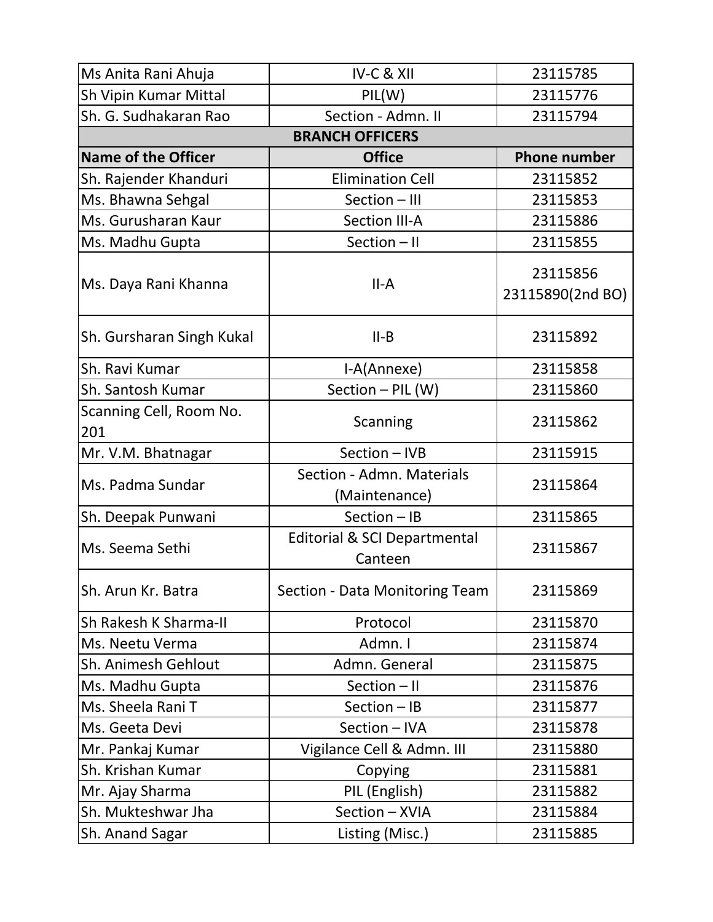| | | |
|---|---|---|
| Ms Anita Rani Ahuja | IV-C & XII | 23115785 |
| Sh Vipin Kumar Mittal | PIL(W) | 23115776 |
| Sh. G. Sudhakaran Rao | Section - Admn. II | 23115794 |
| **BRANCH OFFICERS** | | |
| **Name of the Officer** | **Office** | **Phone number** |
| Sh. Rajender Khanduri | Elimination Cell | 23115852 |
| Ms. Bhawna Sehgal | Section – III | 23115853 |
| Ms. Gurusharan Kaur | Section III-A | 23115886 |
| Ms. Madhu Gupta | Section – II | 23115855 |
| Ms. Daya Rani Khanna | II-A | 23115856 23115890(2nd BO) |
| Sh. Gursharan Singh Kukal | II-B | 23115892 |
| Sh. Ravi Kumar | I-A(Annexe) | 23115858 |
| Sh. Santosh Kumar | Section – PIL (W) | 23115860 |
| Scanning Cell, Room No. 201 | Scanning | 23115862 |
| Mr. V.M. Bhatnagar | Section – IVB | 23115915 |
| Ms. Padma Sundar | Section - Admn. Materials (Maintenance) | 23115864 |
| Sh. Deepak Punwani | Section – IB | 23115865 |
| Ms. Seema Sethi | Editorial & SCI Departmental Canteen | 23115867 |
| Sh. Arun Kr. Batra | Section - Data Monitoring Team | 23115869 |
| Sh Rakesh K Sharma-II | Protocol | 23115870 |
| Ms. Neetu Verma | Admn. I | 23115874 |
| Sh. Animesh Gehlout | Admn. General | 23115875 |
| Ms. Madhu Gupta | Section – II | 23115876 |
| Ms. Sheela Rani T | Section – IB | 23115877 |
| Ms. Geeta Devi | Section – IVA | 23115878 |
| Mr. Pankaj Kumar | Vigilance Cell & Admn. III | 23115880 |
| Sh. Krishan Kumar | Copying | 23115881 |
| Mr. Ajay Sharma | PIL (English) | 23115882 |
| Sh. Mukteshwar Jha | Section – XVIA | 23115884 |
| Sh. Anand Sagar | Listing (Misc.) | 23115885 |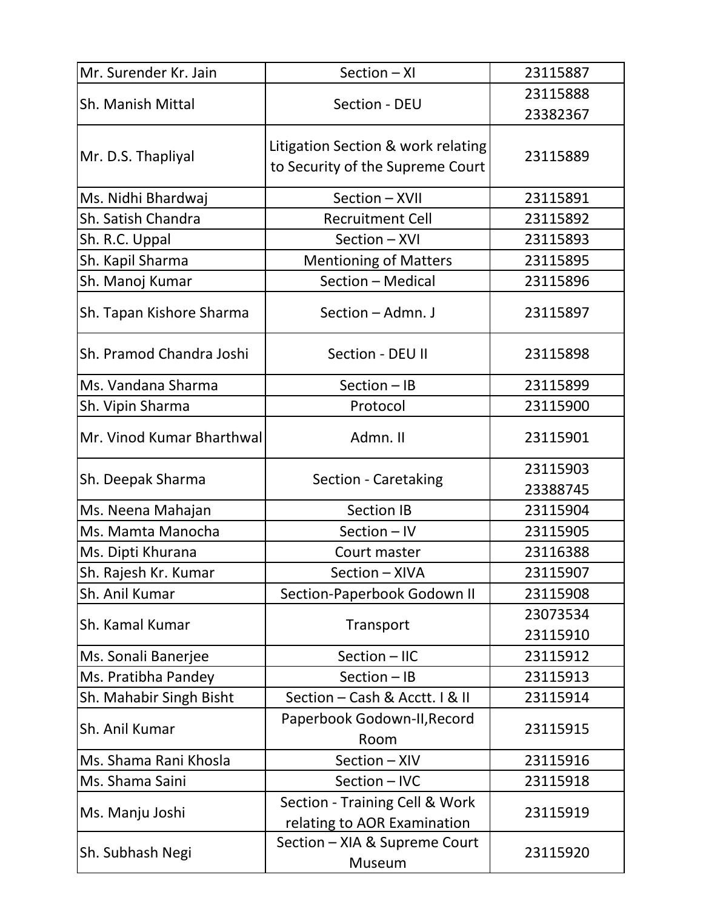| | | |
|---|---|---|
| Mr. Surender Kr. Jain | Section – XI | 23115887 |
| Sh. Manish Mittal | Section - DEU | 23115888<br>23382367 |
| Mr. D.S. Thapliyal | Litigation Section & work relating to Security of the Supreme Court | 23115889 |
| Ms. Nidhi Bhardwaj | Section – XVII | 23115891 |
| Sh. Satish Chandra | Recruitment Cell | 23115892 |
| Sh. R.C. Uppal | Section – XVI | 23115893 |
| Sh. Kapil Sharma | Mentioning of Matters | 23115895 |
| Sh. Manoj Kumar | Section – Medical | 23115896 |
| Sh. Tapan Kishore Sharma | Section – Admn. J | 23115897 |
| Sh. Pramod Chandra Joshi | Section - DEU II | 23115898 |
| Ms. Vandana Sharma | Section – IB | 23115899 |
| Sh. Vipin Sharma | Protocol | 23115900 |
| Mr. Vinod Kumar Bharthwal | Admn. II | 23115901 |
| Sh. Deepak Sharma | Section - Caretaking | 23115903<br>23388745 |
| Ms. Neena Mahajan | Section IB | 23115904 |
| Ms. Mamta Manocha | Section – IV | 23115905 |
| Ms. Dipti Khurana | Court master | 23116388 |
| Sh. Rajesh Kr. Kumar | Section – XIVA | 23115907 |
| Sh. Anil Kumar | Section-Paperbook Godown II | 23115908 |
| Sh. Kamal Kumar | Transport | 23073534<br>23115910 |
| Ms. Sonali Banerjee | Section – IIC | 23115912 |
| Ms. Pratibha Pandey | Section – IB | 23115913 |
| Sh. Mahabir Singh Bisht | Section – Cash & Acctt. I & II | 23115914 |
| Sh. Anil Kumar | Paperbook Godown-II,Record Room | 23115915 |
| Ms. Shama Rani Khosla | Section – XIV | 23115916 |
| Ms. Shama Saini | Section – IVC | 23115918 |
| Ms. Manju Joshi | Section - Training Cell & Work relating to AOR Examination | 23115919 |
| Sh. Subhash Negi | Section – XIA & Supreme Court Museum | 23115920 |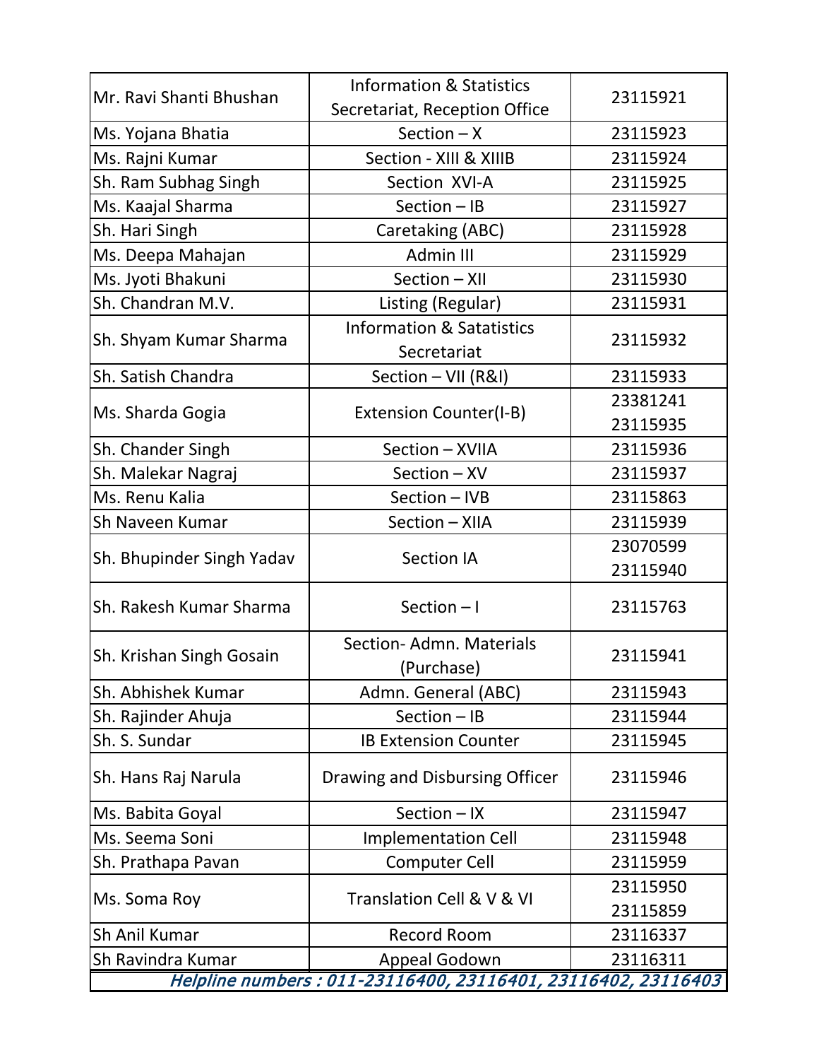| | | |
|---|---|---|
| Mr. Ravi Shanti Bhushan | Information & Statistics Secretariat, Reception Office | 23115921 |
| Ms. Yojana Bhatia | Section – X | 23115923 |
| Ms. Rajni Kumar | Section - XIII & XIIIB | 23115924 |
| Sh. Ram Subhag Singh | Section XVI-A | 23115925 |
| Ms. Kaajal Sharma | Section – IB | 23115927 |
| Sh. Hari Singh | Caretaking (ABC) | 23115928 |
| Ms. Deepa Mahajan | Admin III | 23115929 |
| Ms. Jyoti Bhakuni | Section – XII | 23115930 |
| Sh. Chandran M.V. | Listing (Regular) | 23115931 |
| Sh. Shyam Kumar Sharma | Information & Satatistics Secretariat | 23115932 |
| Sh. Satish Chandra | Section – VII (R&I) | 23115933 |
| Ms. Sharda Gogia | Extension Counter(I-B) | 23381241<br>23115935 |
| Sh. Chander Singh | Section – XVIIA | 23115936 |
| Sh. Malekar Nagraj | Section – XV | 23115937 |
| Ms. Renu Kalia | Section – IVB | 23115863 |
| Sh Naveen Kumar | Section – XIIA | 23115939 |
| Sh. Bhupinder Singh Yadav | Section IA | 23070599<br>23115940 |
| Sh. Rakesh Kumar Sharma | Section – I | 23115763 |
| Sh. Krishan Singh Gosain | Section- Admn. Materials (Purchase) | 23115941 |
| Sh. Abhishek Kumar | Admn. General (ABC) | 23115943 |
| Sh. Rajinder Ahuja | Section – IB | 23115944 |
| Sh. S. Sundar | IB Extension Counter | 23115945 |
| Sh. Hans Raj Narula | Drawing and Disbursing Officer | 23115946 |
| Ms. Babita Goyal | Section – IX | 23115947 |
| Ms. Seema Soni | Implementation Cell | 23115948 |
| Sh. Prathapa Pavan | Computer Cell | 23115959 |
| Ms. Soma Roy | Translation Cell & V & VI | 23115950<br>23115859 |
| Sh Anil Kumar | Record Room | 23116337 |
| Sh Ravindra Kumar | Appeal Godown | 23116311 |

*Helpline numbers : 011-23116400, 23116401, 23116402, 23116403*